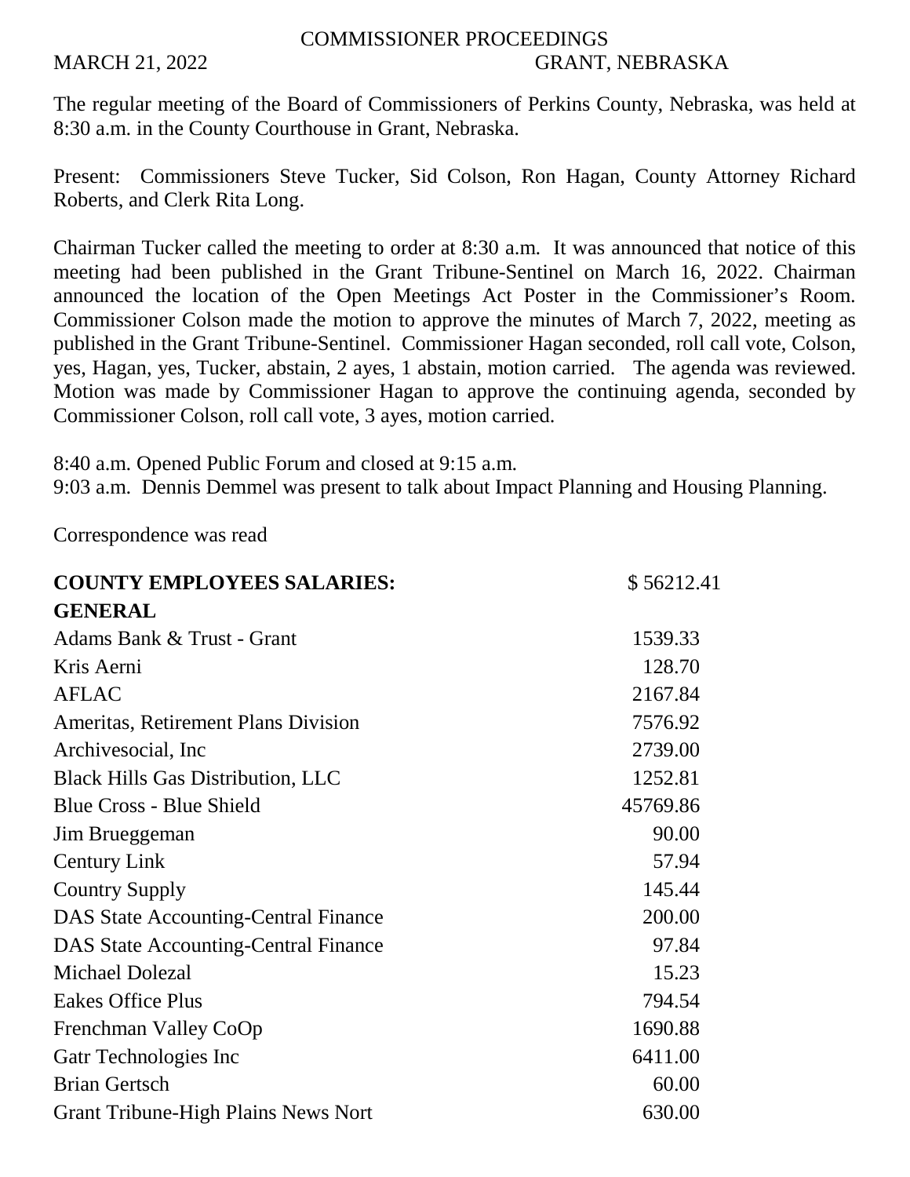# COMMISSIONER PROCEEDINGS

MARCH 21, 2022 GRANT, NEBRASKA

The regular meeting of the Board of Commissioners of Perkins County, Nebraska, was held at 8:30 a.m. in the County Courthouse in Grant, Nebraska.

Present: Commissioners Steve Tucker, Sid Colson, Ron Hagan, County Attorney Richard Roberts, and Clerk Rita Long.

Chairman Tucker called the meeting to order at 8:30 a.m. It was announced that notice of this meeting had been published in the Grant Tribune-Sentinel on March 16, 2022. Chairman announced the location of the Open Meetings Act Poster in the Commissioner's Room. Commissioner Colson made the motion to approve the minutes of March 7, 2022, meeting as published in the Grant Tribune-Sentinel. Commissioner Hagan seconded, roll call vote, Colson, yes, Hagan, yes, Tucker, abstain, 2 ayes, 1 abstain, motion carried. The agenda was reviewed. Motion was made by Commissioner Hagan to approve the continuing agenda, seconded by Commissioner Colson, roll call vote, 3 ayes, motion carried.

8:40 a.m. Opened Public Forum and closed at 9:15 a.m.
9:03 a.m. Dennis Demmel was present to talk about Impact Planning and Housing Planning.

Correspondence was read

| **COUNTY EMPLOYEES SALARIES:** | $ 56212.41 |
|---|---|
| **GENERAL** | |
| Adams Bank & Trust - Grant | 1539.33 |
| Kris Aerni | 128.70 |
| AFLAC | 2167.84 |
| Ameritas, Retirement Plans Division | 7576.92 |
| Archivesocial, Inc | 2739.00 |
| Black Hills Gas Distribution, LLC | 1252.81 |
| Blue Cross - Blue Shield | 45769.86 |
| Jim Brueggeman | 90.00 |
| Century Link | 57.94 |
| Country Supply | 145.44 |
| DAS State Accounting-Central Finance | 200.00 |
| DAS State Accounting-Central Finance | 97.84 |
| Michael Dolezal | 15.23 |
| Eakes Office Plus | 794.54 |
| Frenchman Valley CoOp | 1690.88 |
| Gatr Technologies Inc | 6411.00 |
| Brian Gertsch | 60.00 |
| Grant Tribune-High Plains News Nort | 630.00 |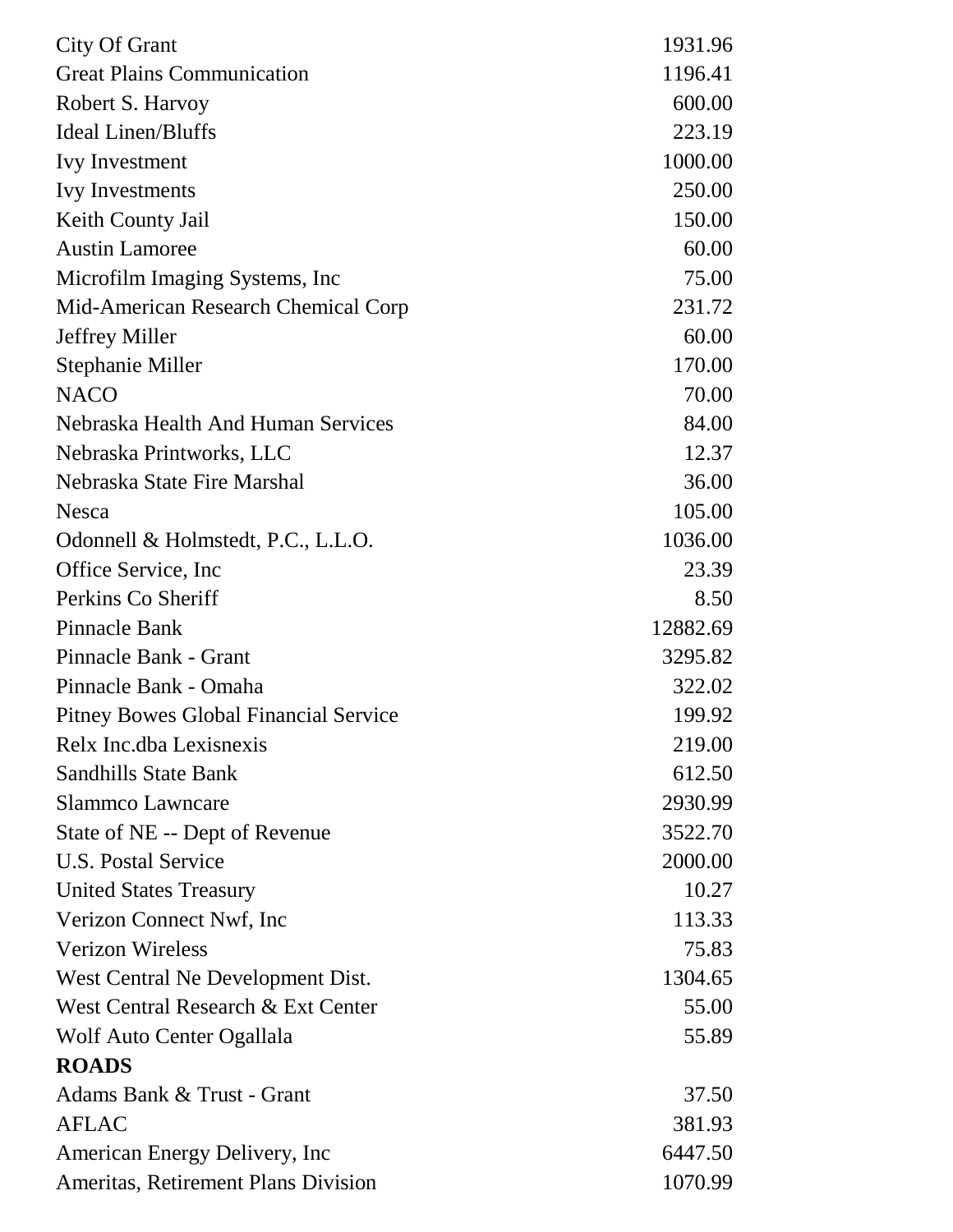| | |
|---|---:|
| City Of Grant | 1931.96 |
| Great Plains Communication | 1196.41 |
| Robert S. Harvoy | 600.00 |
| Ideal Linen/Bluffs | 223.19 |
| Ivy Investment | 1000.00 |
| Ivy Investments | 250.00 |
| Keith County Jail | 150.00 |
| Austin Lamoree | 60.00 |
| Microfilm Imaging Systems, Inc | 75.00 |
| Mid-American Research Chemical Corp | 231.72 |
| Jeffrey Miller | 60.00 |
| Stephanie Miller | 170.00 |
| NACO | 70.00 |
| Nebraska Health And Human Services | 84.00 |
| Nebraska Printworks, LLC | 12.37 |
| Nebraska State Fire Marshal | 36.00 |
| Nesca | 105.00 |
| Odonnell & Holmstedt, P.C., L.L.O. | 1036.00 |
| Office Service, Inc | 23.39 |
| Perkins Co Sheriff | 8.50 |
| Pinnacle Bank | 12882.69 |
| Pinnacle Bank - Grant | 3295.82 |
| Pinnacle Bank - Omaha | 322.02 |
| Pitney Bowes Global Financial Service | 199.92 |
| Relx Inc.dba Lexisnexis | 219.00 |
| Sandhills State Bank | 612.50 |
| Slammco Lawncare | 2930.99 |
| State of NE -- Dept of Revenue | 3522.70 |
| U.S. Postal Service | 2000.00 |
| United States Treasury | 10.27 |
| Verizon Connect Nwf, Inc | 113.33 |
| Verizon Wireless | 75.83 |
| West Central Ne Development Dist. | 1304.65 |
| West Central Research & Ext Center | 55.00 |
| Wolf Auto Center Ogallala | 55.89 |
| **ROADS** | |
| Adams Bank & Trust - Grant | 37.50 |
| AFLAC | 381.93 |
| American Energy Delivery, Inc | 6447.50 |
| Ameritas, Retirement Plans Division | 1070.99 |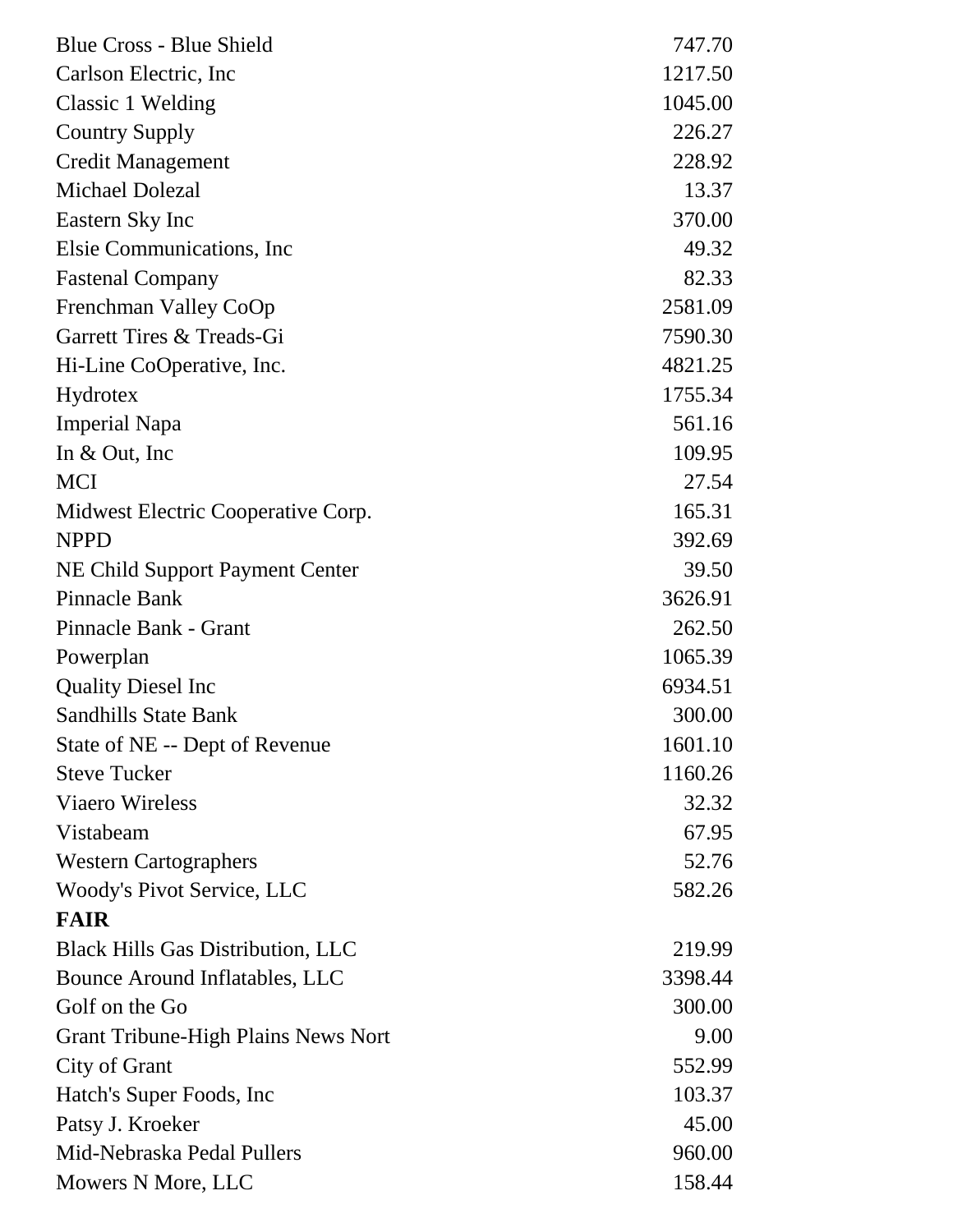| | |
|---|---|
| Blue Cross - Blue Shield | 747.70 |
| Carlson Electric, Inc | 1217.50 |
| Classic 1 Welding | 1045.00 |
| Country Supply | 226.27 |
| Credit Management | 228.92 |
| Michael Dolezal | 13.37 |
| Eastern Sky Inc | 370.00 |
| Elsie Communications, Inc | 49.32 |
| Fastenal Company | 82.33 |
| Frenchman Valley CoOp | 2581.09 |
| Garrett Tires & Treads-Gi | 7590.30 |
| Hi-Line CoOperative, Inc. | 4821.25 |
| Hydrotex | 1755.34 |
| Imperial Napa | 561.16 |
| In & Out, Inc | 109.95 |
| MCI | 27.54 |
| Midwest Electric Cooperative Corp. | 165.31 |
| NPPD | 392.69 |
| NE Child Support Payment Center | 39.50 |
| Pinnacle Bank | 3626.91 |
| Pinnacle Bank - Grant | 262.50 |
| Powerplan | 1065.39 |
| Quality Diesel Inc | 6934.51 |
| Sandhills State Bank | 300.00 |
| State of NE -- Dept of Revenue | 1601.10 |
| Steve Tucker | 1160.26 |
| Viaero Wireless | 32.32 |
| Vistabeam | 67.95 |
| Western Cartographers | 52.76 |
| Woody's Pivot Service, LLC | 582.26 |
| **FAIR** | |
| Black Hills Gas Distribution, LLC | 219.99 |
| Bounce Around Inflatables, LLC | 3398.44 |
| Golf on the Go | 300.00 |
| Grant Tribune-High Plains News Nort | 9.00 |
| City of Grant | 552.99 |
| Hatch's Super Foods, Inc | 103.37 |
| Patsy J. Kroeker | 45.00 |
| Mid-Nebraska Pedal Pullers | 960.00 |
| Mowers N More, LLC | 158.44 |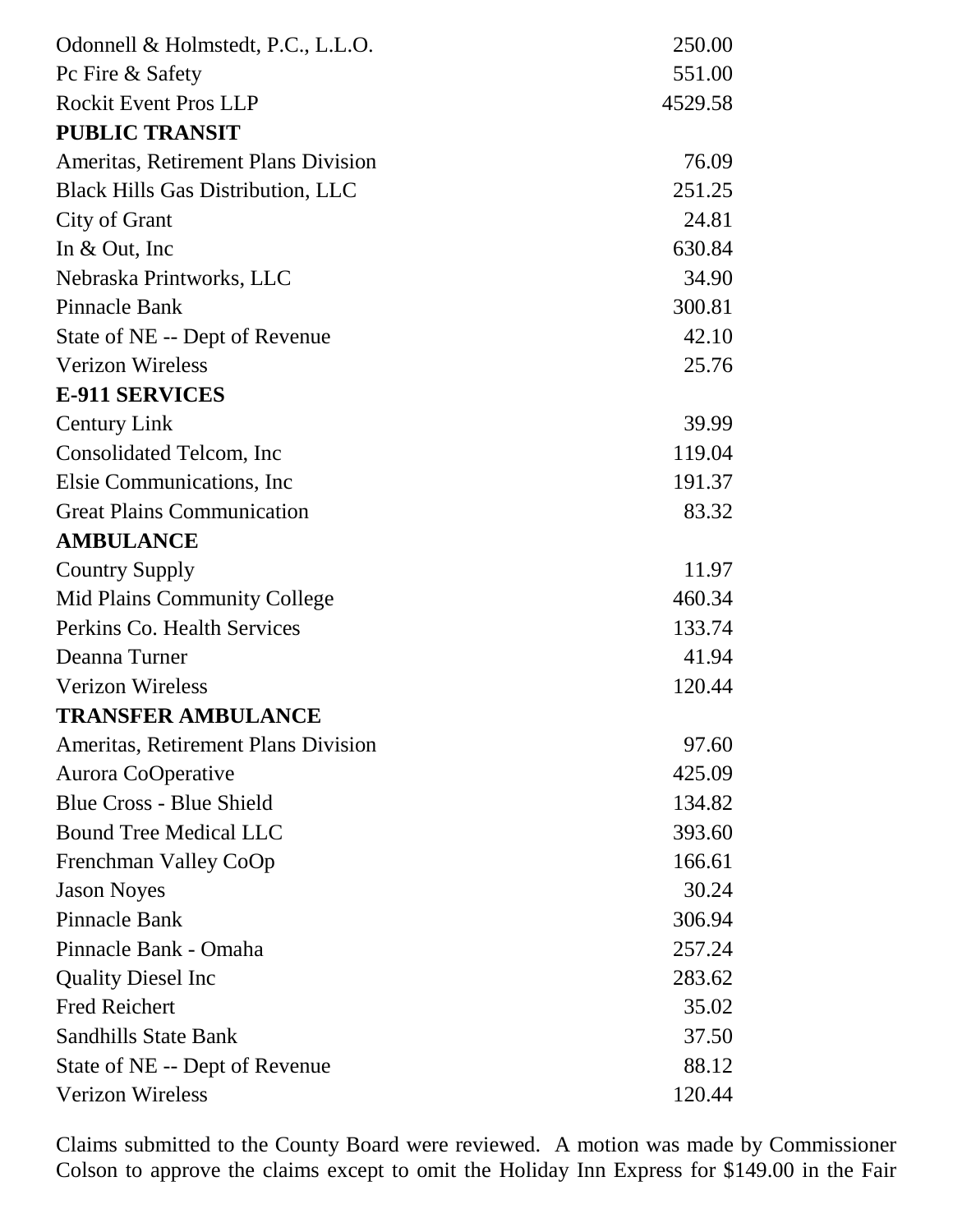| | |
|---|---|
| Odonnell & Holmstedt, P.C., L.L.O. | 250.00 |
| Pc Fire & Safety | 551.00 |
| Rockit Event Pros LLP | 4529.58 |
| **PUBLIC TRANSIT** | |
| Ameritas, Retirement Plans Division | 76.09 |
| Black Hills Gas Distribution, LLC | 251.25 |
| City of Grant | 24.81 |
| In & Out, Inc | 630.84 |
| Nebraska Printworks, LLC | 34.90 |
| Pinnacle Bank | 300.81 |
| State of NE -- Dept of Revenue | 42.10 |
| Verizon Wireless | 25.76 |
| **E-911 SERVICES** | |
| Century Link | 39.99 |
| Consolidated Telcom, Inc | 119.04 |
| Elsie Communications, Inc | 191.37 |
| Great Plains Communication | 83.32 |
| **AMBULANCE** | |
| Country Supply | 11.97 |
| Mid Plains Community College | 460.34 |
| Perkins Co. Health Services | 133.74 |
| Deanna Turner | 41.94 |
| Verizon Wireless | 120.44 |
| **TRANSFER AMBULANCE** | |
| Ameritas, Retirement Plans Division | 97.60 |
| Aurora CoOperative | 425.09 |
| Blue Cross - Blue Shield | 134.82 |
| Bound Tree Medical LLC | 393.60 |
| Frenchman Valley CoOp | 166.61 |
| Jason Noyes | 30.24 |
| Pinnacle Bank | 306.94 |
| Pinnacle Bank - Omaha | 257.24 |
| Quality Diesel Inc | 283.62 |
| Fred Reichert | 35.02 |
| Sandhills State Bank | 37.50 |
| State of NE -- Dept of Revenue | 88.12 |
| Verizon Wireless | 120.44 |

Claims submitted to the County Board were reviewed. A motion was made by Commissioner Colson to approve the claims except to omit the Holiday Inn Express for $149.00 in the Fair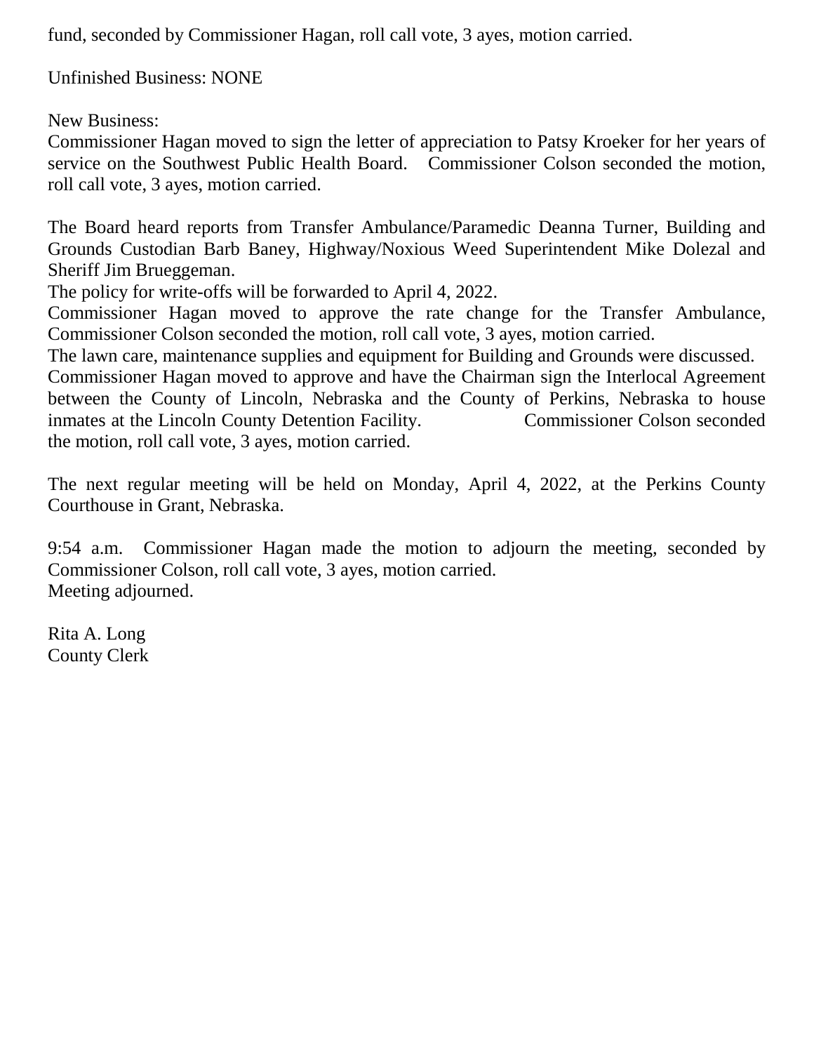fund, seconded by Commissioner Hagan, roll call vote, 3 ayes, motion carried.

Unfinished Business: NONE

New Business:
Commissioner Hagan moved to sign the letter of appreciation to Patsy Kroeker for her years of service on the Southwest Public Health Board. Commissioner Colson seconded the motion, roll call vote, 3 ayes, motion carried.

The Board heard reports from Transfer Ambulance/Paramedic Deanna Turner, Building and Grounds Custodian Barb Baney, Highway/Noxious Weed Superintendent Mike Dolezal and Sheriff Jim Brueggeman.
The policy for write-offs will be forwarded to April 4, 2022.
Commissioner Hagan moved to approve the rate change for the Transfer Ambulance, Commissioner Colson seconded the motion, roll call vote, 3 ayes, motion carried.
The lawn care, maintenance supplies and equipment for Building and Grounds were discussed.
Commissioner Hagan moved to approve and have the Chairman sign the Interlocal Agreement between the County of Lincoln, Nebraska and the County of Perkins, Nebraska to house inmates at the Lincoln County Detention Facility. Commissioner Colson seconded the motion, roll call vote, 3 ayes, motion carried.

The next regular meeting will be held on Monday, April 4, 2022, at the Perkins County Courthouse in Grant, Nebraska.

9:54 a.m. Commissioner Hagan made the motion to adjourn the meeting, seconded by Commissioner Colson, roll call vote, 3 ayes, motion carried.
Meeting adjourned.

Rita A. Long
County Clerk